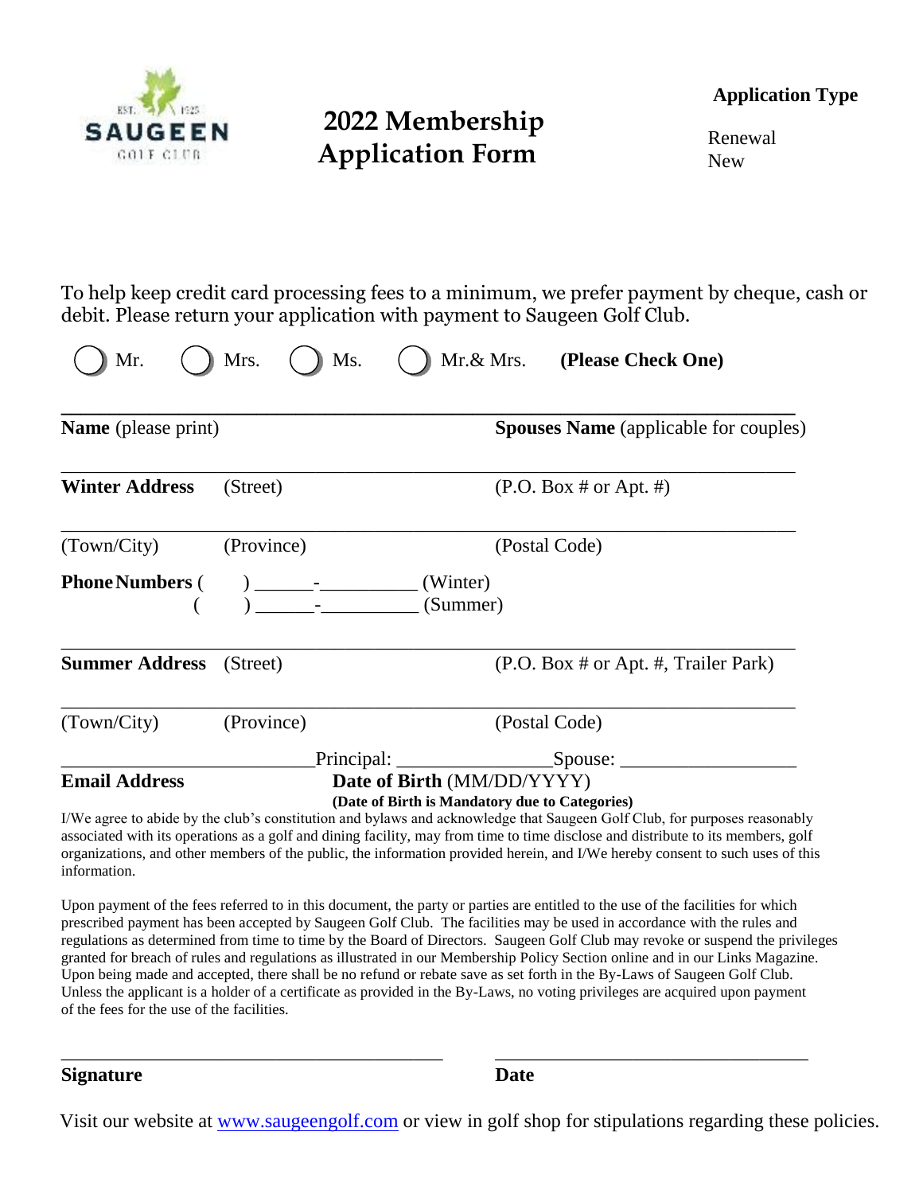SAUGEEN GOLF CLUB EST. 1925

# 2022 Membership Application Form

**Application Type**

Renewal
New

To help keep credit card processing fees to a minimum, we prefer payment by cheque, cash or debit. Please return your application with payment to Saugeen Golf Club.

◯ Mr. ◯ Mrs. ◯ Ms. ◯ Mr.& Mrs. **(Please Check One)**

______________________________________________________________________

**Name** (please print) **Spouses Name** (applicable for couples)

______________________________________________________________________

**Winter Address** (Street) (P.O. Box # or Apt. #)

______________________________________________________________________

(Town/City) (Province) (Postal Code)

**Phone Numbers** ( ) ______-__________ (Winter)
( ) ______-__________ (Summer)

______________________________________________________________________

**Summer Address** (Street) (P.O. Box # or Apt. #, Trailer Park)

______________________________________________________________________

(Town/City) (Province) (Postal Code)

________________________ Principal: _______________ Spouse: _________________

**Email Address** **Date of Birth** (MM/DD/YYYY)

**(Date of Birth is Mandatory due to Categories)**

I/We agree to abide by the club's constitution and bylaws and acknowledge that Saugeen Golf Club, for purposes reasonably associated with its operations as a golf and dining facility, may from time to time disclose and distribute to its members, golf organizations, and other members of the public, the information provided herein, and I/We hereby consent to such uses of this information.

Upon payment of the fees referred to in this document, the party or parties are entitled to the use of the facilities for which prescribed payment has been accepted by Saugeen Golf Club. The facilities may be used in accordance with the rules and regulations as determined from time to time by the Board of Directors. Saugeen Golf Club may revoke or suspend the privileges granted for breach of rules and regulations as illustrated in our Membership Policy Section online and in our Links Magazine. Upon being made and accepted, there shall be no refund or rebate save as set forth in the By-Laws of Saugeen Golf Club. Unless the applicant is a holder of a certificate as provided in the By-Laws, no voting privileges are acquired upon payment of the fees for the use of the facilities.

______________________________________ ______________________________

**Signature** **Date**

Visit our website at [www.saugeengolf.com](http://www.saugeengolf.com) or view in golf shop for stipulations regarding these policies.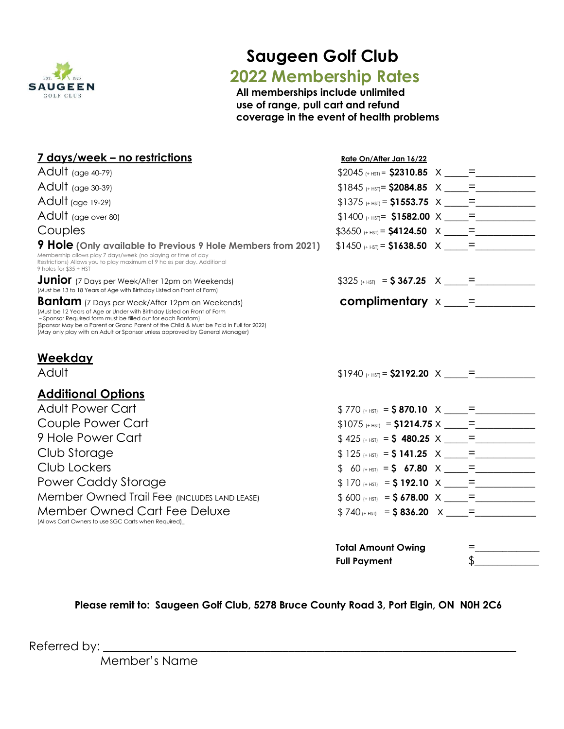EST. 1925 SAUGEEN GOLF CLUB

# Saugeen Golf Club

## 2022 Membership Rates

**All memberships include unlimited use of range, pull cart and refund coverage in the event of health problems**

| **7 days/week – no restrictions** | **Rate On/After Jan 16/22** | | |
|---|---|---|---|
| Adult (age 40-79) | $2045 (+ HST) = **$2310.85** | X _____ | =____________ |
| Adult (age 30-39) | $1845 (+ HST) = **$2084.85** | X _____ | =____________ |
| Adult (age 19-29) | $1375 (+ HST) = **$1553.75** | X _____ | =____________ |
| Adult (age over 80) | $1400 (+ HST) = **$1582.00** | X _____ | =____________ |
| Couples | $3650 (+ HST) = **$4124.50** | X _____ | =____________ |
| **9 Hole (Only available to Previous 9 Hole Members from 2021)** Membership allows play 7 days/week (no playing or time of day Restrictions) Allows you to play maximum of 9 holes per day. Additional 9 holes for $35 + HST | $1450 (+ HST) = **$1638.50** | X _____ | =____________ |
| **Junior** (7 Days per Week/After 12pm on Weekends) (Must be 13 to 18 Years of Age with Birthday Listed on Front of Form) | $325 (+ HST) = **$ 367.25** | X _____ | =____________ |
| **Bantam** (7 Days per Week/After 12pm on Weekends) (Must be 12 Years of Age or Under with Birthday Listed on Front of Form – Sponsor Required form must be filled out for each Bantam) (Sponsor May be a Parent or Grand Parent of the Child & Must be Paid in Full for 2022) (May only play with an Adult or Sponsor unless approved by General Manager) | **complimentary** | X _____ | =____________ |
| **Weekday** | | | |
| Adult | $1940 (+ HST) = **$2192.20** | X _____ | =____________ |
| **Additional Options** | | | |
| Adult Power Cart | $ 770 (+ HST) = **$ 870.10** | X _____ | =____________ |
| Couple Power Cart | $1075 (+ HST) = **$1214.75** | X _____ | =____________ |
| 9 Hole Power Cart | $ 425 (+ HST) = **$ 480.25** | X _____ | =____________ |
| Club Storage | $ 125 (+ HST) = **$ 141.25** | X _____ | =____________ |
| Club Lockers | $ 60 (+ HST) = **$ 67.80** | X _____ | =____________ |
| Power Caddy Storage | $ 170 (+ HST) = **$ 192.10** | X _____ | =____________ |
| Member Owned Trail Fee (INCLUDES LAND LEASE) | $ 600 (+ HST) = **$ 678.00** | X _____ | =____________ |
| Member Owned Cart Fee Deluxe (Allows Cart Owners to use SGC Carts when Required)_ | $ 740 (+ HST) = **$ 836.20** | X _____ | =____________ |

**Total Amount Owing** =____________

**Full Payment** $____________

**Please remit to: Saugeen Golf Club, 5278 Bruce County Road 3, Port Elgin, ON N0H 2C6**

Referred by: ______________________________________________
Member's Name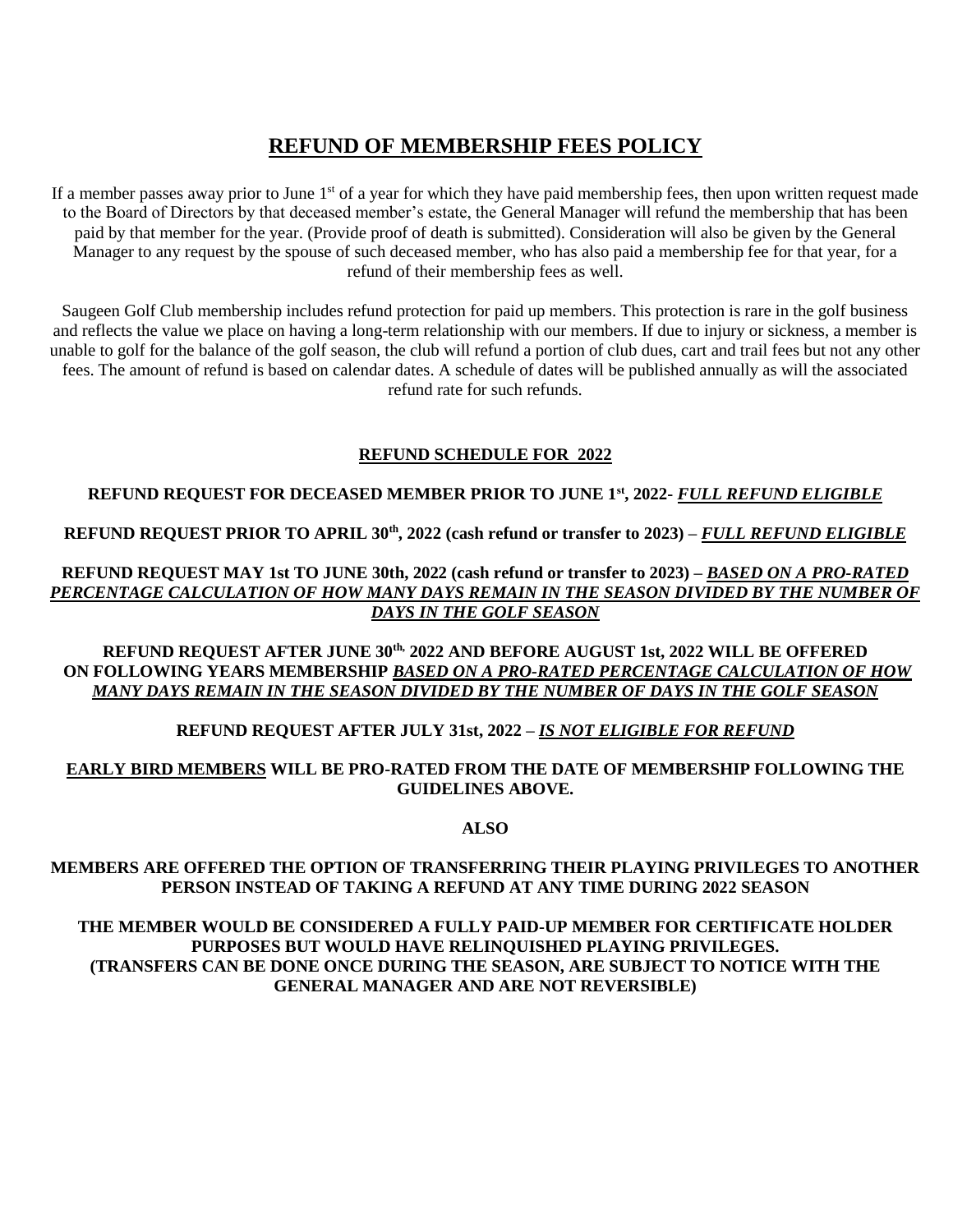# REFUND OF MEMBERSHIP FEES POLICY

If a member passes away prior to June 1st of a year for which they have paid membership fees, then upon written request made to the Board of Directors by that deceased member's estate, the General Manager will refund the membership that has been paid by that member for the year. (Provide proof of death is submitted). Consideration will also be given by the General Manager to any request by the spouse of such deceased member, who has also paid a membership fee for that year, for a refund of their membership fees as well.

Saugeen Golf Club membership includes refund protection for paid up members. This protection is rare in the golf business and reflects the value we place on having a long-term relationship with our members. If due to injury or sickness, a member is unable to golf for the balance of the golf season, the club will refund a portion of club dues, cart and trail fees but not any other fees. The amount of refund is based on calendar dates. A schedule of dates will be published annually as will the associated refund rate for such refunds.

## REFUND SCHEDULE FOR 2022

**REFUND REQUEST FOR DECEASED MEMBER PRIOR TO JUNE 1st, 2022- *FULL REFUND ELIGIBLE***

**REFUND REQUEST PRIOR TO APRIL 30th, 2022 (cash refund or transfer to 2023) – *FULL REFUND ELIGIBLE***

**REFUND REQUEST MAY 1st TO JUNE 30th, 2022 (cash refund or transfer to 2023) – *BASED ON A PRO-RATED PERCENTAGE CALCULATION OF HOW MANY DAYS REMAIN IN THE SEASON DIVIDED BY THE NUMBER OF DAYS IN THE GOLF SEASON***

**REFUND REQUEST AFTER JUNE 30th, 2022 AND BEFORE AUGUST 1st, 2022 WILL BE OFFERED ON FOLLOWING YEARS MEMBERSHIP *BASED ON A PRO-RATED PERCENTAGE CALCULATION OF HOW MANY DAYS REMAIN IN THE SEASON DIVIDED BY THE NUMBER OF DAYS IN THE GOLF SEASON***

**REFUND REQUEST AFTER JULY 31st, 2022 – *IS NOT ELIGIBLE FOR REFUND***

**EARLY BIRD MEMBERS WILL BE PRO-RATED FROM THE DATE OF MEMBERSHIP FOLLOWING THE GUIDELINES ABOVE.**

**ALSO**

**MEMBERS ARE OFFERED THE OPTION OF TRANSFERRING THEIR PLAYING PRIVILEGES TO ANOTHER PERSON INSTEAD OF TAKING A REFUND AT ANY TIME DURING 2022 SEASON**

**THE MEMBER WOULD BE CONSIDERED A FULLY PAID-UP MEMBER FOR CERTIFICATE HOLDER PURPOSES BUT WOULD HAVE RELINQUISHED PLAYING PRIVILEGES. (TRANSFERS CAN BE DONE ONCE DURING THE SEASON, ARE SUBJECT TO NOTICE WITH THE GENERAL MANAGER AND ARE NOT REVERSIBLE)**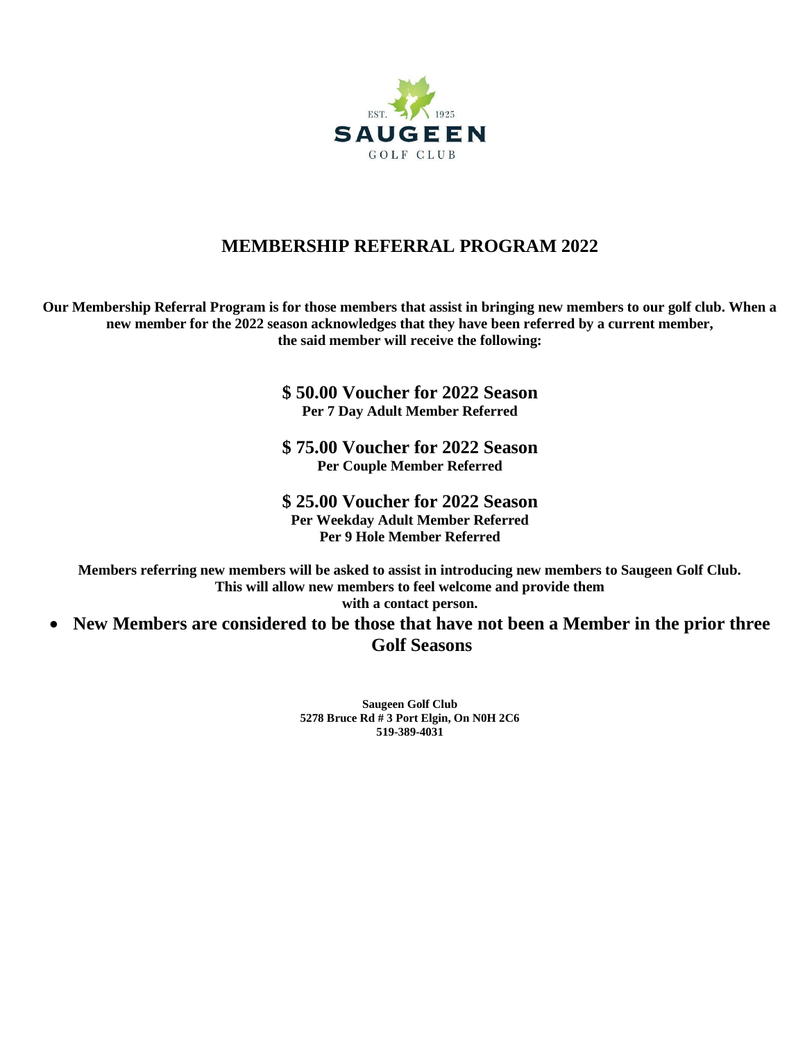EST. 1925

SAUGEEN

GOLF CLUB

# MEMBERSHIP REFERRAL PROGRAM 2022

**Our Membership Referral Program is for those members that assist in bringing new members to our golf club. When a new member for the 2022 season acknowledges that they have been referred by a current member, the said member will receive the following:**

**$ 50.00 Voucher for 2022 Season**
**Per 7 Day Adult Member Referred**

**$ 75.00 Voucher for 2022 Season**
**Per Couple Member Referred**

**$ 25.00 Voucher for 2022 Season**
**Per Weekday Adult Member Referred**
**Per 9 Hole Member Referred**

**Members referring new members will be asked to assist in introducing new members to Saugeen Golf Club. This will allow new members to feel welcome and provide them with a contact person.**

- **New Members are considered to be those that have not been a Member in the prior three Golf Seasons**

**Saugeen Golf Club**
**5278 Bruce Rd # 3 Port Elgin, On N0H 2C6**
**519-389-4031**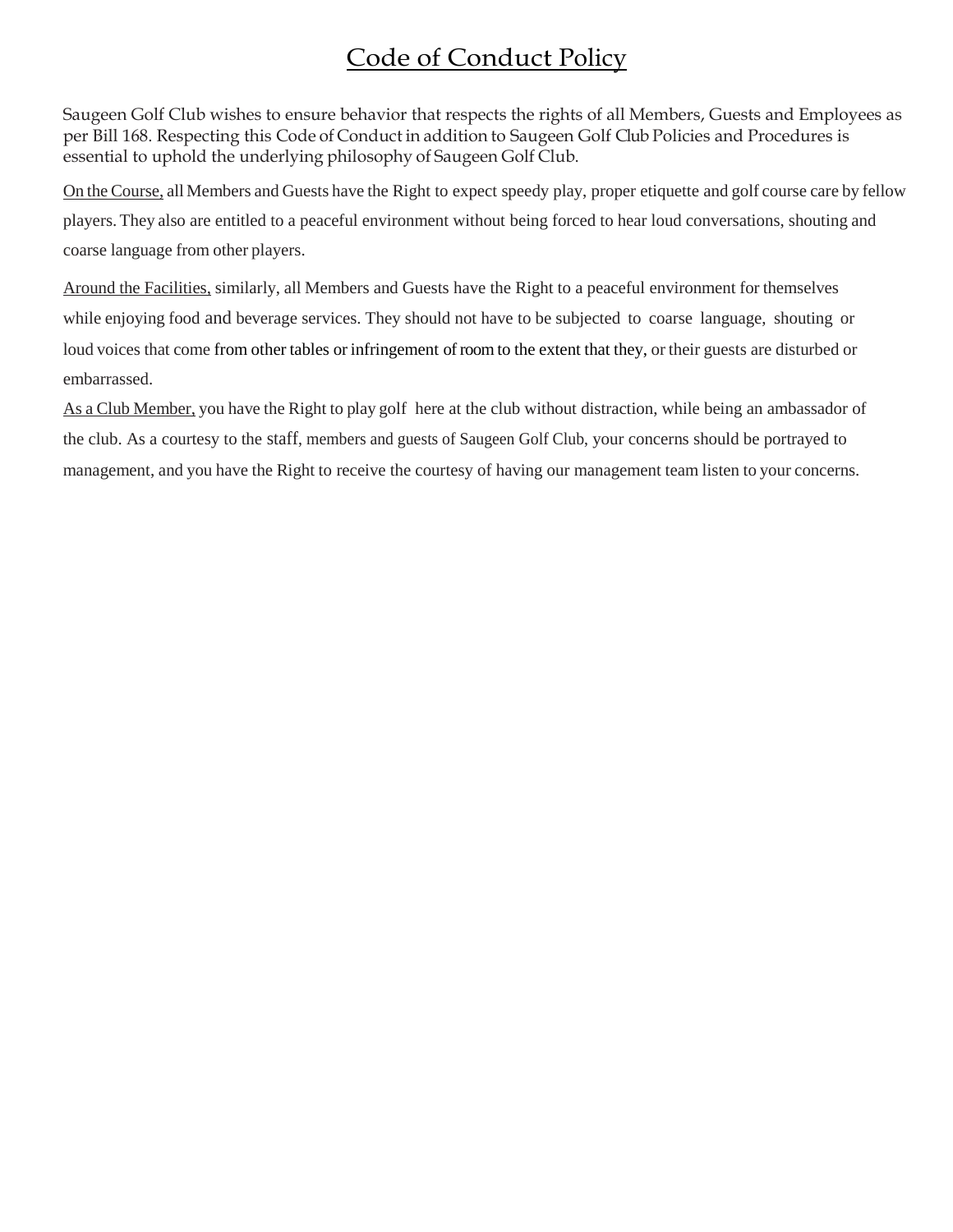# Code of Conduct Policy

Saugeen Golf Club wishes to ensure behavior that respects the rights of all Members, Guests and Employees as per Bill 168. Respecting this Code of Conduct in addition to Saugeen Golf Club Policies and Procedures is essential to uphold the underlying philosophy of Saugeen Golf Club.

On the Course, all Members and Guests have the Right to expect speedy play, proper etiquette and golf course care by fellow players. They also are entitled to a peaceful environment without being forced to hear loud conversations, shouting and coarse language from other players.

Around the Facilities, similarly, all Members and Guests have the Right to a peaceful environment for themselves while enjoying food and beverage services. They should not have to be subjected to coarse language, shouting or loud voices that come from other tables or infringement of room to the extent that they, or their guests are disturbed or embarrassed.

As a Club Member, you have the Right to play golf here at the club without distraction, while being an ambassador of the club. As a courtesy to the staff, members and guests of Saugeen Golf Club, your concerns should be portrayed to management, and you have the Right to receive the courtesy of having our management team listen to your concerns.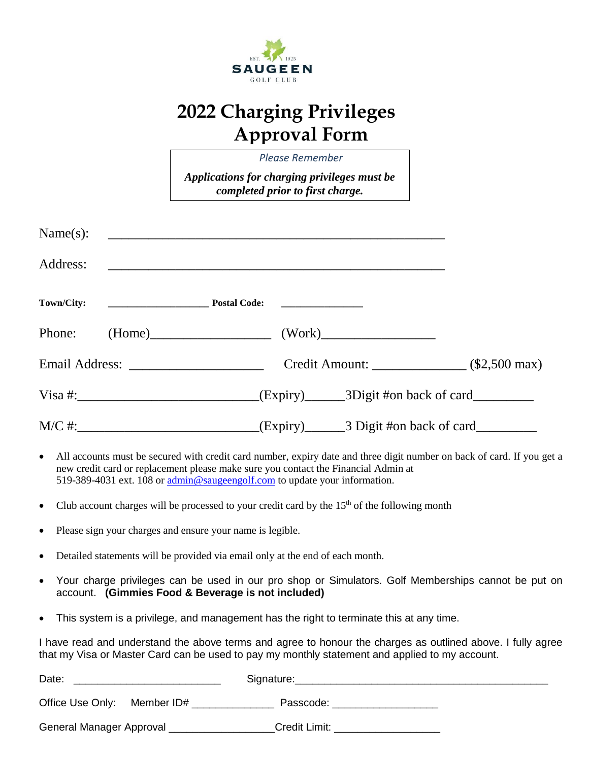EST. 1925
SAUGEEN
GOLF CLUB

# 2022 Charging Privileges Approval Form

*Please Remember*

***Applications for charging privileges must be completed prior to first charge.***

Name(s): ______________________________________________

Address: ______________________________________________

**Town/City:** ____________________ **Postal Code:** ________________

Phone: (Home)__________________ (Work)_________________

Email Address: ____________________ Credit Amount: ______________ ($2,500 max)

Visa #:__________________________(Expiry)______3Digit #on back of card_________

M/C #:__________________________(Expiry)______3 Digit #on back of card_________

- All accounts must be secured with credit card number, expiry date and three digit number on back of card. If you get a new credit card or replacement please make sure you contact the Financial Admin at 519-389-4031 ext. 108 or [admin@saugeengolf.com](mailto:admin@saugeengolf.com) to update your information.
- Club account charges will be processed to your credit card by the 15th of the following month
- Please sign your charges and ensure your name is legible.
- Detailed statements will be provided via email only at the end of each month.
- Your charge privileges can be used in our pro shop or Simulators. Golf Memberships cannot be put on account. **(Gimmies Food & Beverage is not included)**
- This system is a privilege, and management has the right to terminate this at any time.

I have read and understand the above terms and agree to honour the charges as outlined above. I fully agree that my Visa or Master Card can be used to pay my monthly statement and applied to my account.

Date: ________________________ Signature:__________________________________________

Office Use Only: Member ID# ______________ Passcode: __________________

General Manager Approval __________________Credit Limit: __________________